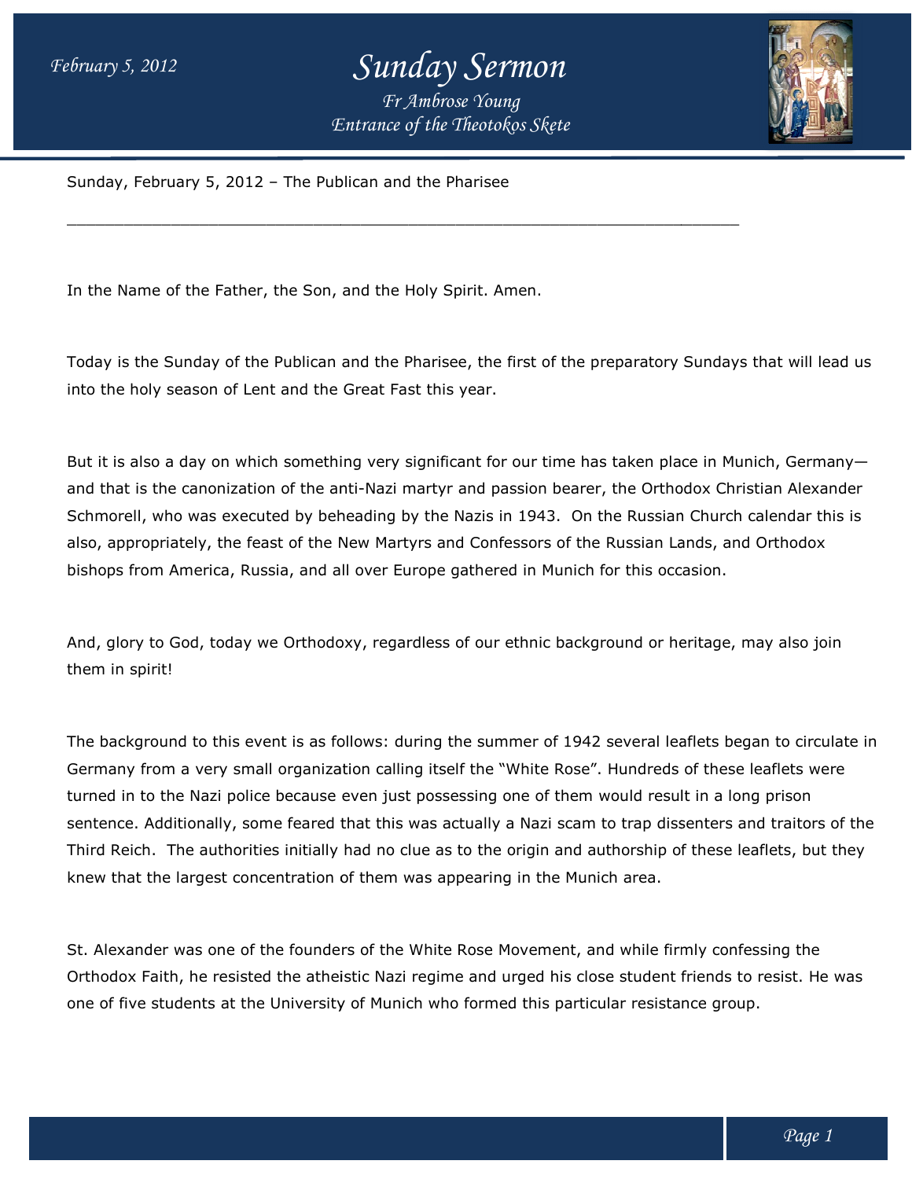Sunday, February 5, 2012 – The Publican and the Pharisee

---

In the Name of the Father, the Son, and the Holy Spirit. Amen.

Today is the Sunday of the Publican and the Pharisee, the first of the preparatory Sundays that will lead us into the holy season of Lent and the Great Fast this year.

But it is also a day on which something very significant for our time has taken place in Munich, Germany—and that is the canonization of the anti-Nazi martyr and passion bearer, the Orthodox Christian Alexander Schmorell, who was executed by beheading by the Nazis in 1943. On the Russian Church calendar this is also, appropriately, the feast of the New Martyrs and Confessors of the Russian Lands, and Orthodox bishops from America, Russia, and all over Europe gathered in Munich for this occasion.

And, glory to God, today we Orthodoxy, regardless of our ethnic background or heritage, may also join them in spirit!

The background to this event is as follows: during the summer of 1942 several leaflets began to circulate in Germany from a very small organization calling itself the "White Rose". Hundreds of these leaflets were turned in to the Nazi police because even just possessing one of them would result in a long prison sentence. Additionally, some feared that this was actually a Nazi scam to trap dissenters and traitors of the Third Reich. The authorities initially had no clue as to the origin and authorship of these leaflets, but they knew that the largest concentration of them was appearing in the Munich area.

St. Alexander was one of the founders of the White Rose Movement, and while firmly confessing the Orthodox Faith, he resisted the atheistic Nazi regime and urged his close student friends to resist. He was one of five students at the University of Munich who formed this particular resistance group.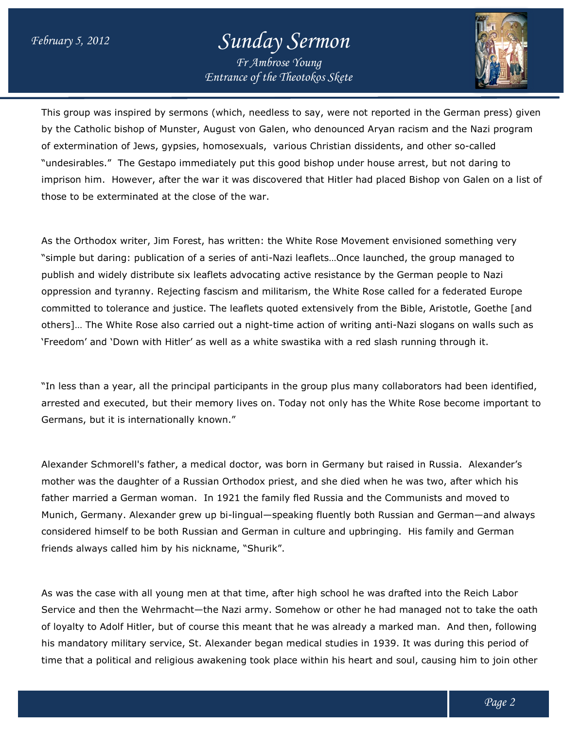This group was inspired by sermons (which, needless to say, were not reported in the German press) given by the Catholic bishop of Munster, August von Galen, who denounced Aryan racism and the Nazi program of extermination of Jews, gypsies, homosexuals, various Christian dissidents, and other so-called "undesirables." The Gestapo immediately put this good bishop under house arrest, but not daring to imprison him. However, after the war it was discovered that Hitler had placed Bishop von Galen on a list of those to be exterminated at the close of the war.

As the Orthodox writer, Jim Forest, has written: the White Rose Movement envisioned something very "simple but daring: publication of a series of anti-Nazi leaflets…Once launched, the group managed to publish and widely distribute six leaflets advocating active resistance by the German people to Nazi oppression and tyranny. Rejecting fascism and militarism, the White Rose called for a federated Europe committed to tolerance and justice. The leaflets quoted extensively from the Bible, Aristotle, Goethe [and others]… The White Rose also carried out a night-time action of writing anti-Nazi slogans on walls such as 'Freedom' and 'Down with Hitler' as well as a white swastika with a red slash running through it.

"In less than a year, all the principal participants in the group plus many collaborators had been identified, arrested and executed, but their memory lives on. Today not only has the White Rose become important to Germans, but it is internationally known."

Alexander Schmorell's father, a medical doctor, was born in Germany but raised in Russia. Alexander's mother was the daughter of a Russian Orthodox priest, and she died when he was two, after which his father married a German woman. In 1921 the family fled Russia and the Communists and moved to Munich, Germany. Alexander grew up bi-lingual—speaking fluently both Russian and German—and always considered himself to be both Russian and German in culture and upbringing. His family and German friends always called him by his nickname, "Shurik".

As was the case with all young men at that time, after high school he was drafted into the Reich Labor Service and then the Wehrmacht—the Nazi army. Somehow or other he had managed not to take the oath of loyalty to Adolf Hitler, but of course this meant that he was already a marked man. And then, following his mandatory military service, St. Alexander began medical studies in 1939. It was during this period of time that a political and religious awakening took place within his heart and soul, causing him to join other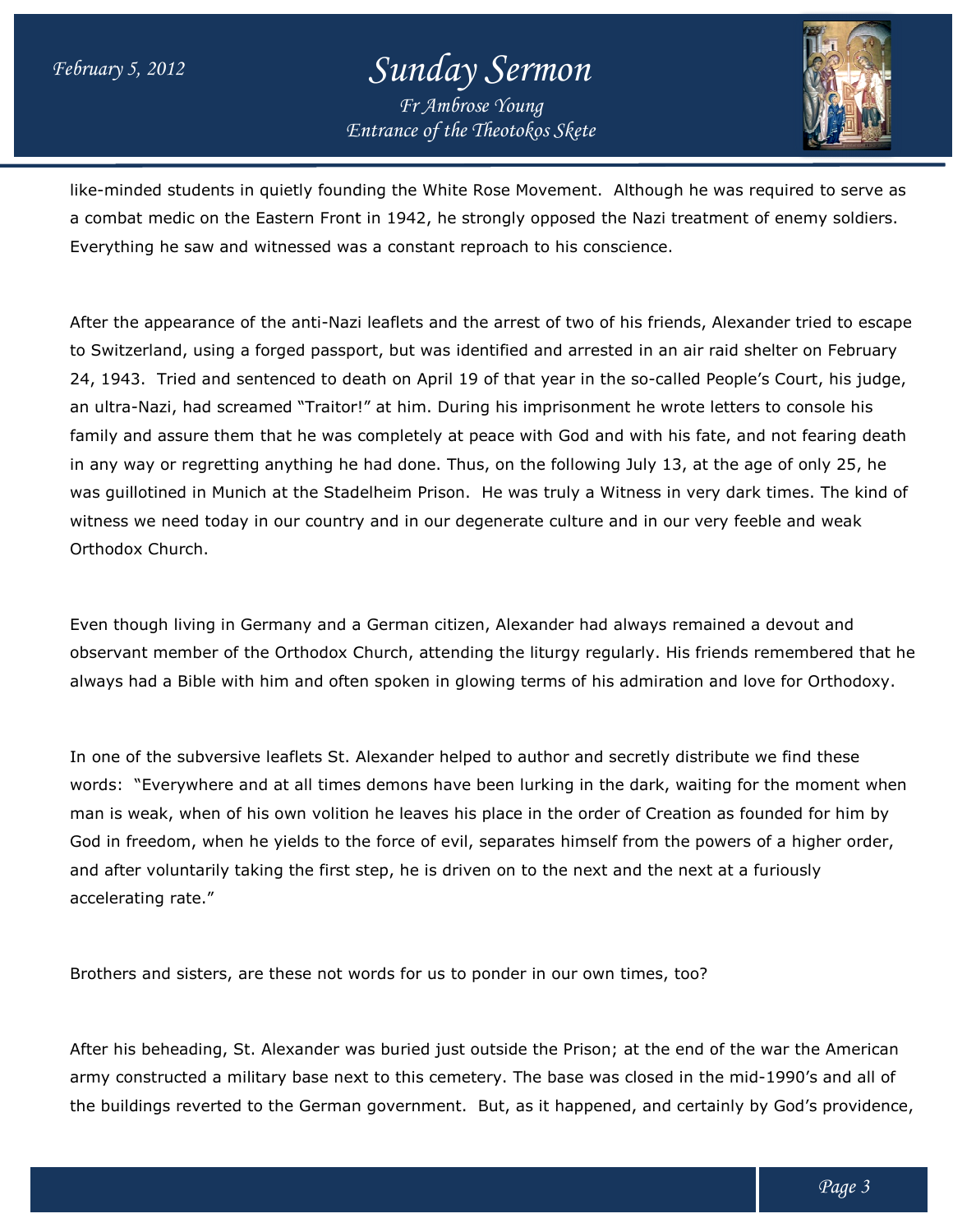like-minded students in quietly founding the White Rose Movement. Although he was required to serve as a combat medic on the Eastern Front in 1942, he strongly opposed the Nazi treatment of enemy soldiers. Everything he saw and witnessed was a constant reproach to his conscience.

After the appearance of the anti-Nazi leaflets and the arrest of two of his friends, Alexander tried to escape to Switzerland, using a forged passport, but was identified and arrested in an air raid shelter on February 24, 1943. Tried and sentenced to death on April 19 of that year in the so-called People's Court, his judge, an ultra-Nazi, had screamed "Traitor!" at him. During his imprisonment he wrote letters to console his family and assure them that he was completely at peace with God and with his fate, and not fearing death in any way or regretting anything he had done. Thus, on the following July 13, at the age of only 25, he was guillotined in Munich at the Stadelheim Prison. He was truly a Witness in very dark times. The kind of witness we need today in our country and in our degenerate culture and in our very feeble and weak Orthodox Church.

Even though living in Germany and a German citizen, Alexander had always remained a devout and observant member of the Orthodox Church, attending the liturgy regularly. His friends remembered that he always had a Bible with him and often spoken in glowing terms of his admiration and love for Orthodoxy.

In one of the subversive leaflets St. Alexander helped to author and secretly distribute we find these words: "Everywhere and at all times demons have been lurking in the dark, waiting for the moment when man is weak, when of his own volition he leaves his place in the order of Creation as founded for him by God in freedom, when he yields to the force of evil, separates himself from the powers of a higher order, and after voluntarily taking the first step, he is driven on to the next and the next at a furiously accelerating rate."

Brothers and sisters, are these not words for us to ponder in our own times, too?

After his beheading, St. Alexander was buried just outside the Prison; at the end of the war the American army constructed a military base next to this cemetery. The base was closed in the mid-1990's and all of the buildings reverted to the German government. But, as it happened, and certainly by God's providence,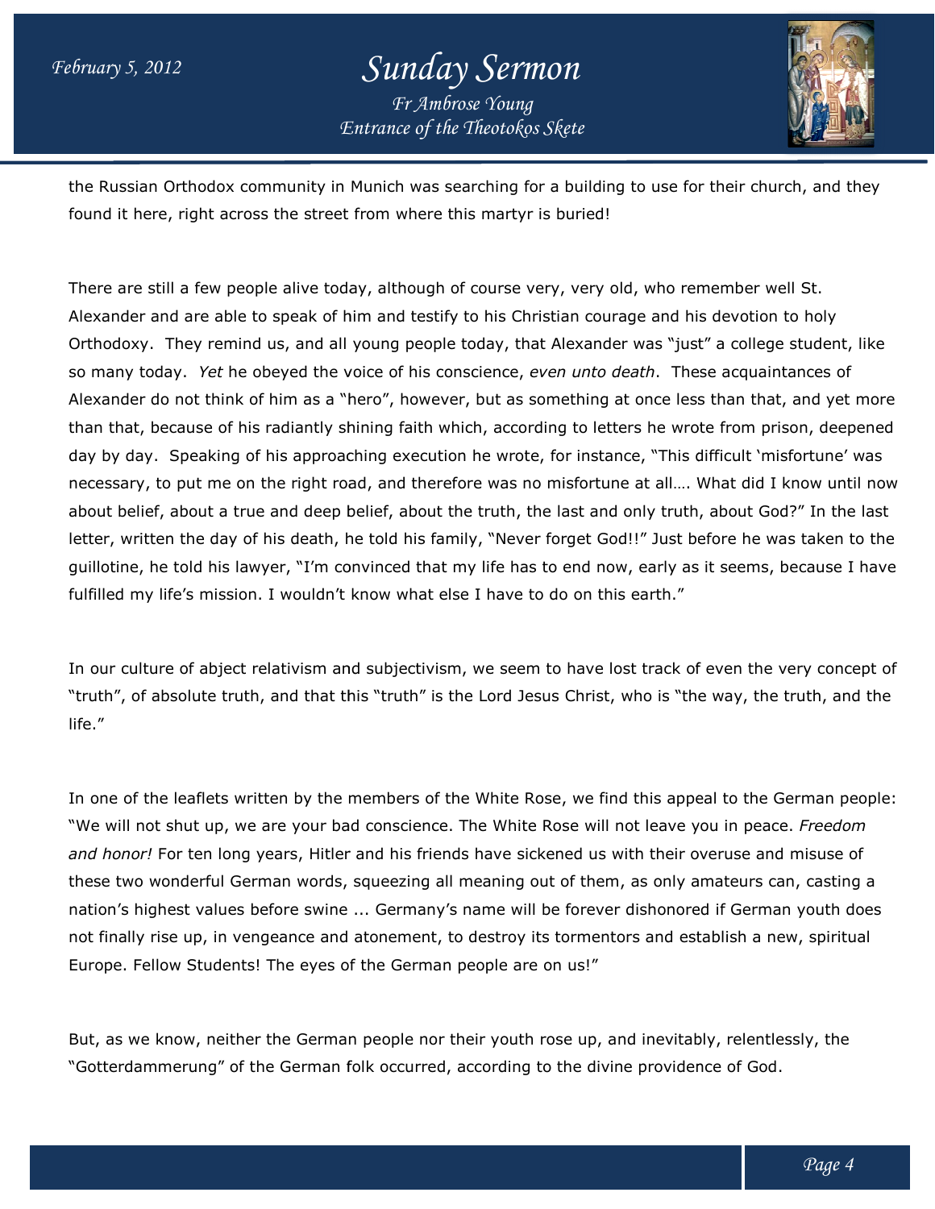the Russian Orthodox community in Munich was searching for a building to use for their church, and they found it here, right across the street from where this martyr is buried!

There are still a few people alive today, although of course very, very old, who remember well St. Alexander and are able to speak of him and testify to his Christian courage and his devotion to holy Orthodoxy. They remind us, and all young people today, that Alexander was "just" a college student, like so many today. *Yet* he obeyed the voice of his conscience, *even unto death*. These acquaintances of Alexander do not think of him as a "hero", however, but as something at once less than that, and yet more than that, because of his radiantly shining faith which, according to letters he wrote from prison, deepened day by day. Speaking of his approaching execution he wrote, for instance, "This difficult 'misfortune' was necessary, to put me on the right road, and therefore was no misfortune at all…. What did I know until now about belief, about a true and deep belief, about the truth, the last and only truth, about God?" In the last letter, written the day of his death, he told his family, "Never forget God!!" Just before he was taken to the guillotine, he told his lawyer, "I'm convinced that my life has to end now, early as it seems, because I have fulfilled my life's mission. I wouldn't know what else I have to do on this earth."

In our culture of abject relativism and subjectivism, we seem to have lost track of even the very concept of "truth", of absolute truth, and that this "truth" is the Lord Jesus Christ, who is "the way, the truth, and the life."

In one of the leaflets written by the members of the White Rose, we find this appeal to the German people: "We will not shut up, we are your bad conscience. The White Rose will not leave you in peace. *Freedom and honor!* For ten long years, Hitler and his friends have sickened us with their overuse and misuse of these two wonderful German words, squeezing all meaning out of them, as only amateurs can, casting a nation's highest values before swine ... Germany's name will be forever dishonored if German youth does not finally rise up, in vengeance and atonement, to destroy its tormentors and establish a new, spiritual Europe. Fellow Students! The eyes of the German people are on us!"

But, as we know, neither the German people nor their youth rose up, and inevitably, relentlessly, the "Gotterdammerung" of the German folk occurred, according to the divine providence of God.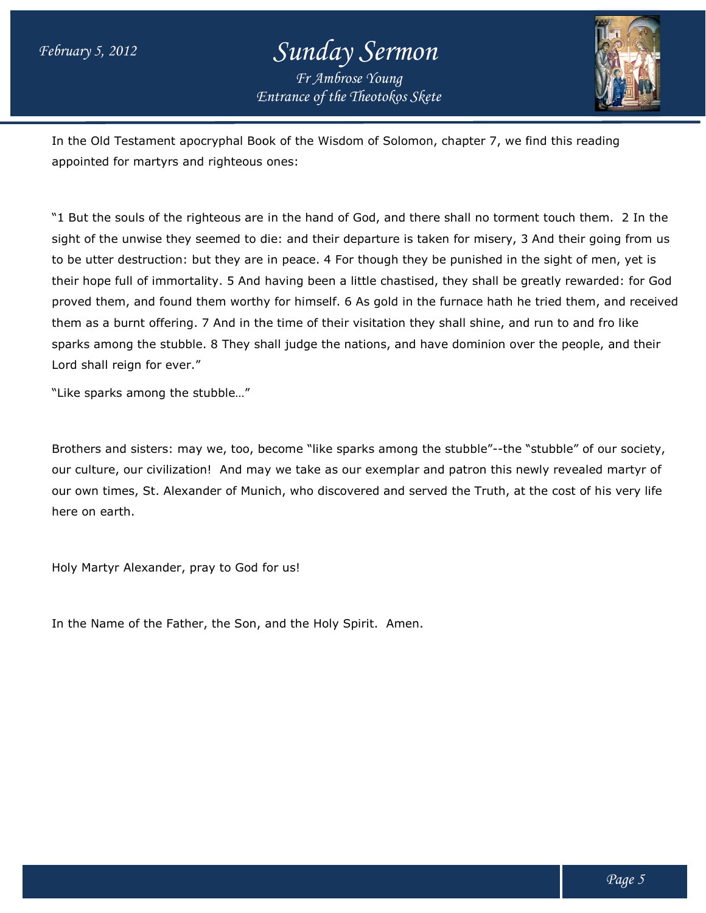In the Old Testament apocryphal Book of the Wisdom of Solomon, chapter 7, we find this reading appointed for martyrs and righteous ones:

"1 But the souls of the righteous are in the hand of God, and there shall no torment touch them. 2 In the sight of the unwise they seemed to die: and their departure is taken for misery, 3 And their going from us to be utter destruction: but they are in peace. 4 For though they be punished in the sight of men, yet is their hope full of immortality. 5 And having been a little chastised, they shall be greatly rewarded: for God proved them, and found them worthy for himself. 6 As gold in the furnace hath he tried them, and received them as a burnt offering. 7 And in the time of their visitation they shall shine, and run to and fro like sparks among the stubble. 8 They shall judge the nations, and have dominion over the people, and their Lord shall reign for ever."

"Like sparks among the stubble…"

Brothers and sisters: may we, too, become "like sparks among the stubble"--the "stubble" of our society, our culture, our civilization! And may we take as our exemplar and patron this newly revealed martyr of our own times, St. Alexander of Munich, who discovered and served the Truth, at the cost of his very life here on earth.

Holy Martyr Alexander, pray to God for us!

In the Name of the Father, the Son, and the Holy Spirit. Amen.